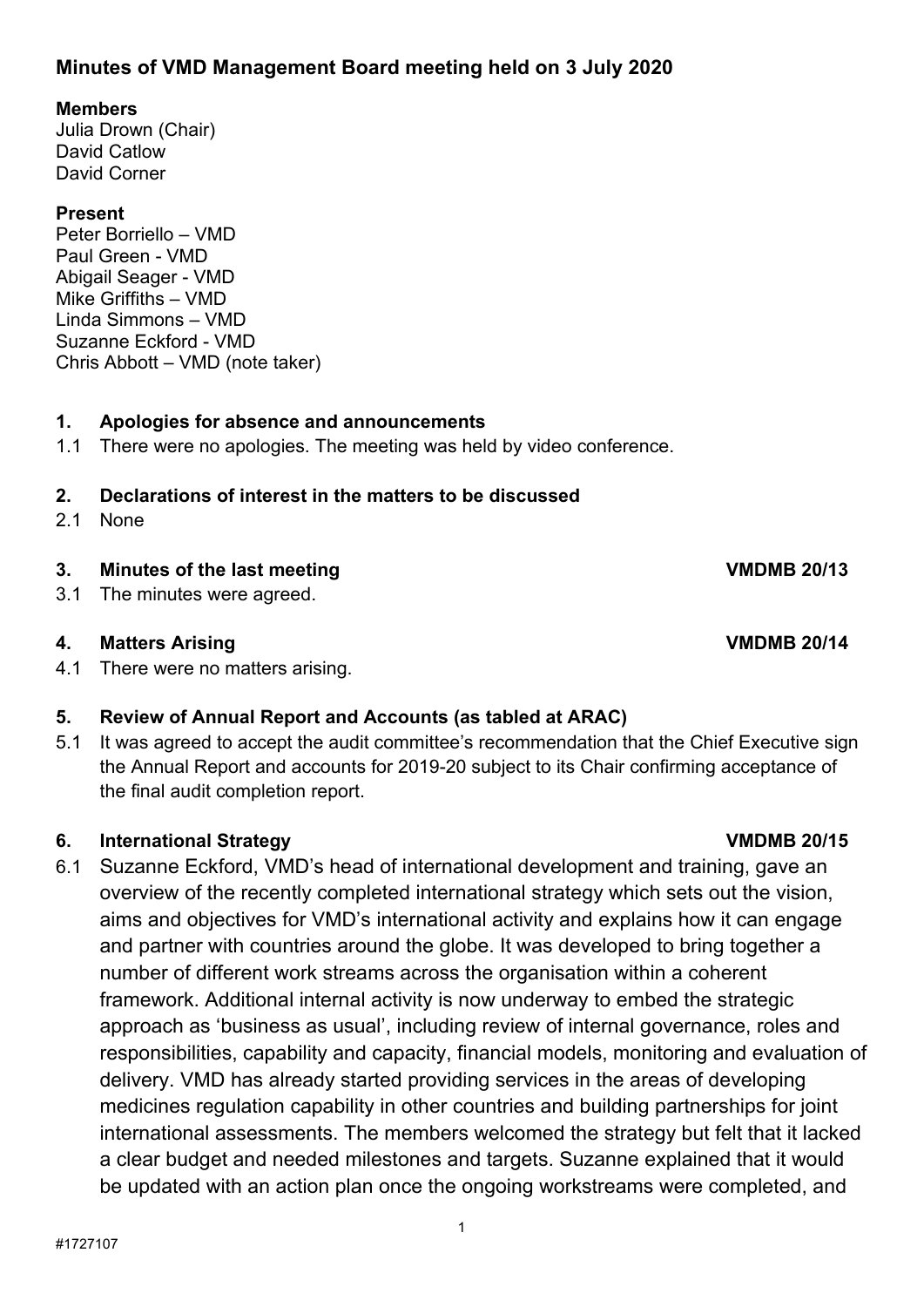# Minutes of VMD Management Board meeting held on 3 July 2020

**Members**
Julia Drown (Chair)
David Catlow
David Corner

**Present**
Peter Borriello – VMD
Paul Green - VMD
Abigail Seager - VMD
Mike Griffiths – VMD
Linda Simmons – VMD
Suzanne Eckford - VMD
Chris Abbott – VMD (note taker)

## 1. Apologies for absence and announcements

1.1 There were no apologies. The meeting was held by video conference.

## 2. Declarations of interest in the matters to be discussed

2.1 None

## 3. Minutes of the last meeting — VMDMB 20/13

3.1 The minutes were agreed.

## 4. Matters Arising — VMDMB 20/14

4.1 There were no matters arising.

## 5. Review of Annual Report and Accounts (as tabled at ARAC)

5.1 It was agreed to accept the audit committee's recommendation that the Chief Executive sign the Annual Report and accounts for 2019-20 subject to its Chair confirming acceptance of the final audit completion report.

## 6. International Strategy — VMDMB 20/15

6.1 Suzanne Eckford, VMD's head of international development and training, gave an overview of the recently completed international strategy which sets out the vision, aims and objectives for VMD's international activity and explains how it can engage and partner with countries around the globe. It was developed to bring together a number of different work streams across the organisation within a coherent framework. Additional internal activity is now underway to embed the strategic approach as 'business as usual', including review of internal governance, roles and responsibilities, capability and capacity, financial models, monitoring and evaluation of delivery. VMD has already started providing services in the areas of developing medicines regulation capability in other countries and building partnerships for joint international assessments. The members welcomed the strategy but felt that it lacked a clear budget and needed milestones and targets. Suzanne explained that it would be updated with an action plan once the ongoing workstreams were completed, and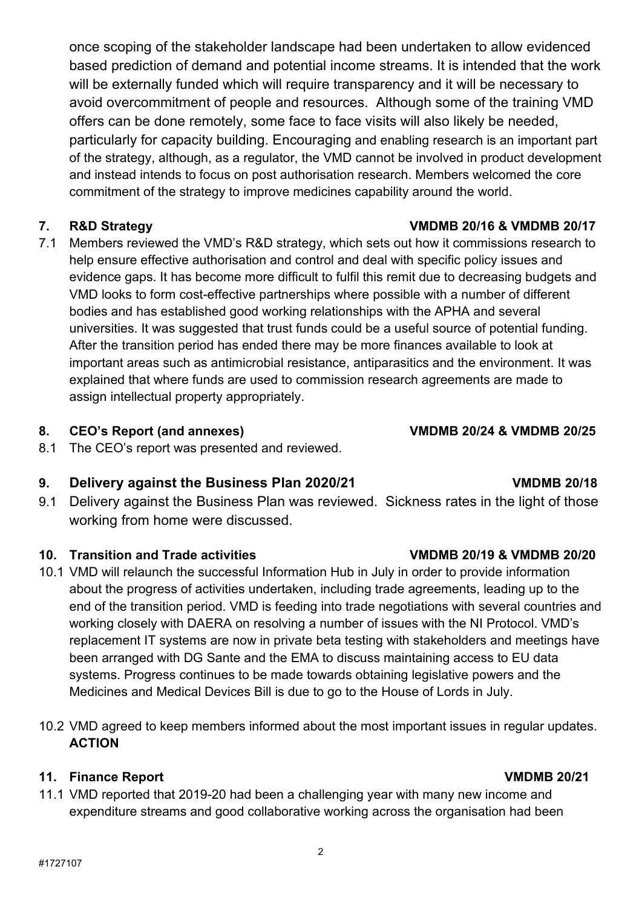once scoping of the stakeholder landscape had been undertaken to allow evidenced based prediction of demand and potential income streams. It is intended that the work will be externally funded which will require transparency and it will be necessary to avoid overcommitment of people and resources. Although some of the training VMD offers can be done remotely, some face to face visits will also likely be needed, particularly for capacity building. Encouraging and enabling research is an important part of the strategy, although, as a regulator, the VMD cannot be involved in product development and instead intends to focus on post authorisation research. Members welcomed the core commitment of the strategy to improve medicines capability around the world.

**7. R&D Strategy VMDMB 20/16 & VMDMB 20/17**

7.1 Members reviewed the VMD's R&D strategy, which sets out how it commissions research to help ensure effective authorisation and control and deal with specific policy issues and evidence gaps. It has become more difficult to fulfil this remit due to decreasing budgets and VMD looks to form cost-effective partnerships where possible with a number of different bodies and has established good working relationships with the APHA and several universities. It was suggested that trust funds could be a useful source of potential funding. After the transition period has ended there may be more finances available to look at important areas such as antimicrobial resistance, antiparasitics and the environment. It was explained that where funds are used to commission research agreements are made to assign intellectual property appropriately.

**8. CEO's Report (and annexes) VMDMB 20/24 & VMDMB 20/25**

8.1 The CEO's report was presented and reviewed.

**9. Delivery against the Business Plan 2020/21 VMDMB 20/18**

9.1 Delivery against the Business Plan was reviewed. Sickness rates in the light of those working from home were discussed.

**10. Transition and Trade activities VMDMB 20/19 & VMDMB 20/20**

10.1 VMD will relaunch the successful Information Hub in July in order to provide information about the progress of activities undertaken, including trade agreements, leading up to the end of the transition period. VMD is feeding into trade negotiations with several countries and working closely with DAERA on resolving a number of issues with the NI Protocol. VMD's replacement IT systems are now in private beta testing with stakeholders and meetings have been arranged with DG Sante and the EMA to discuss maintaining access to EU data systems. Progress continues to be made towards obtaining legislative powers and the Medicines and Medical Devices Bill is due to go to the House of Lords in July.

10.2 VMD agreed to keep members informed about the most important issues in regular updates. **ACTION**

**11. Finance Report VMDMB 20/21**

11.1 VMD reported that 2019-20 had been a challenging year with many new income and expenditure streams and good collaborative working across the organisation had been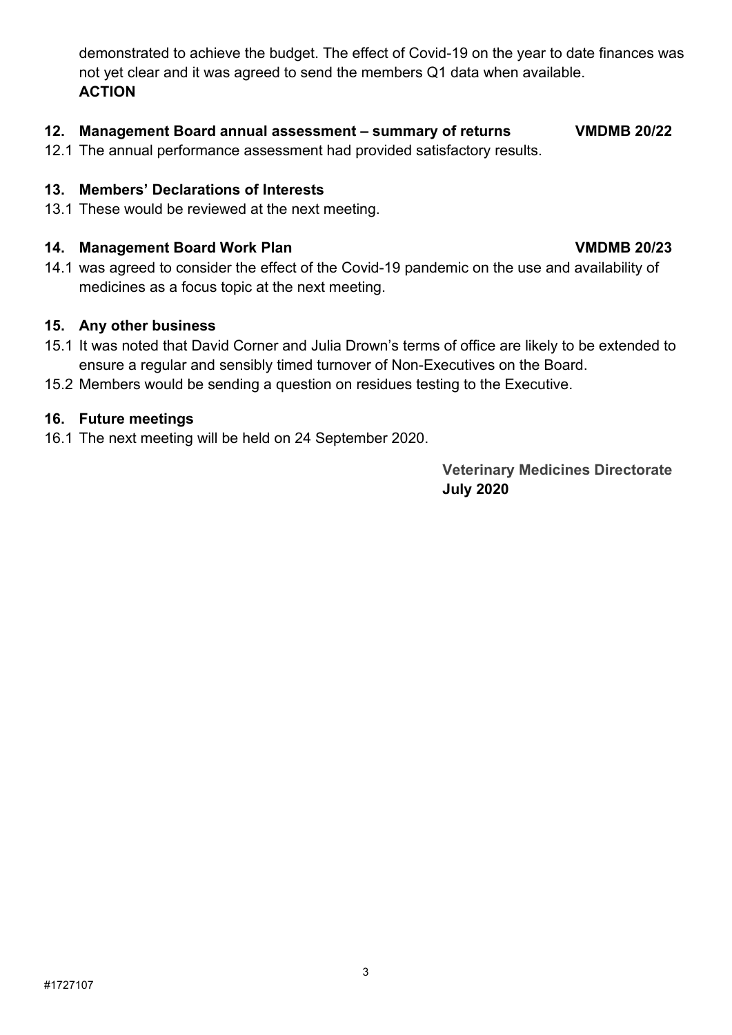demonstrated to achieve the budget. The effect of Covid-19 on the year to date finances was not yet clear and it was agreed to send the members Q1 data when available.
**ACTION**

## 12. Management Board annual assessment – summary of returns VMDMB 20/22

12.1 The annual performance assessment had provided satisfactory results.

## 13. Members' Declarations of Interests

13.1 These would be reviewed at the next meeting.

## 14. Management Board Work Plan VMDMB 20/23

14.1 was agreed to consider the effect of the Covid-19 pandemic on the use and availability of medicines as a focus topic at the next meeting.

## 15. Any other business

15.1 It was noted that David Corner and Julia Drown's terms of office are likely to be extended to ensure a regular and sensibly timed turnover of Non-Executives on the Board.

15.2 Members would be sending a question on residues testing to the Executive.

## 16. Future meetings

16.1 The next meeting will be held on 24 September 2020.

**Veterinary Medicines Directorate**
**July 2020**

#1727107